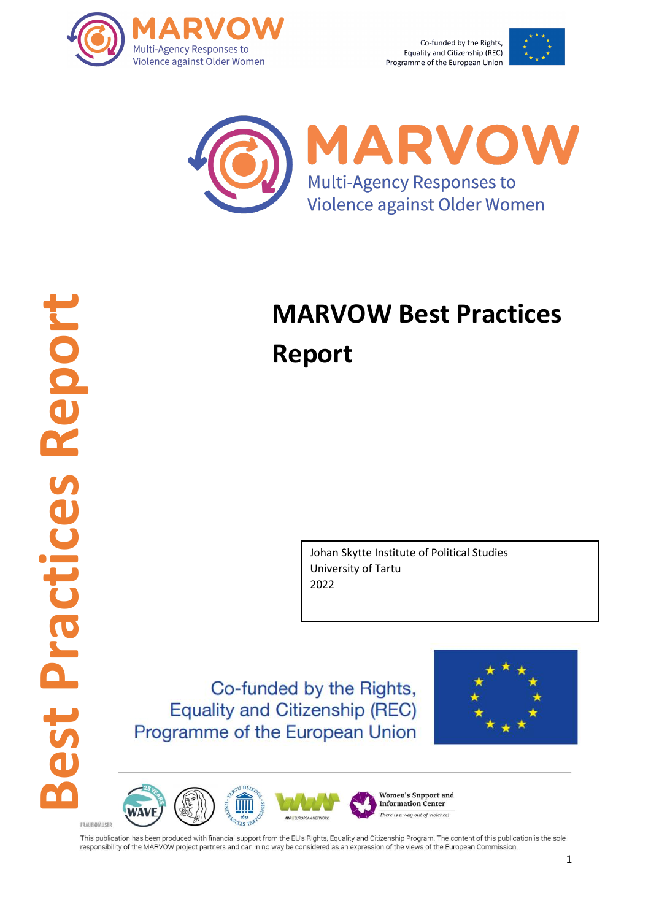MARVOW

Multi-Agency Responses to Violence against Older Women

Co-funded by the Rights, Equality and Citizenship (REC) Programme of the European Union

MARVOW

Multi-Agency Responses to Violence against Older Women

Best Practices Report

# MARVOW Best Practices Report

Johan Skytte Institute of Political Studies
University of Tartu
2022

Co-funded by the Rights, Equality and Citizenship (REC) Programme of the European Union

FRAUENHÄUSER

Women's Support and Information Center

*There is a way out of violence!*

This publication has been produced with financial support from the EU's Rights, Equality and Citizenship Program. The content of this publication is the sole responsibility of the MARVOW project partners and can in no way be considered as an expression of the views of the European Commission.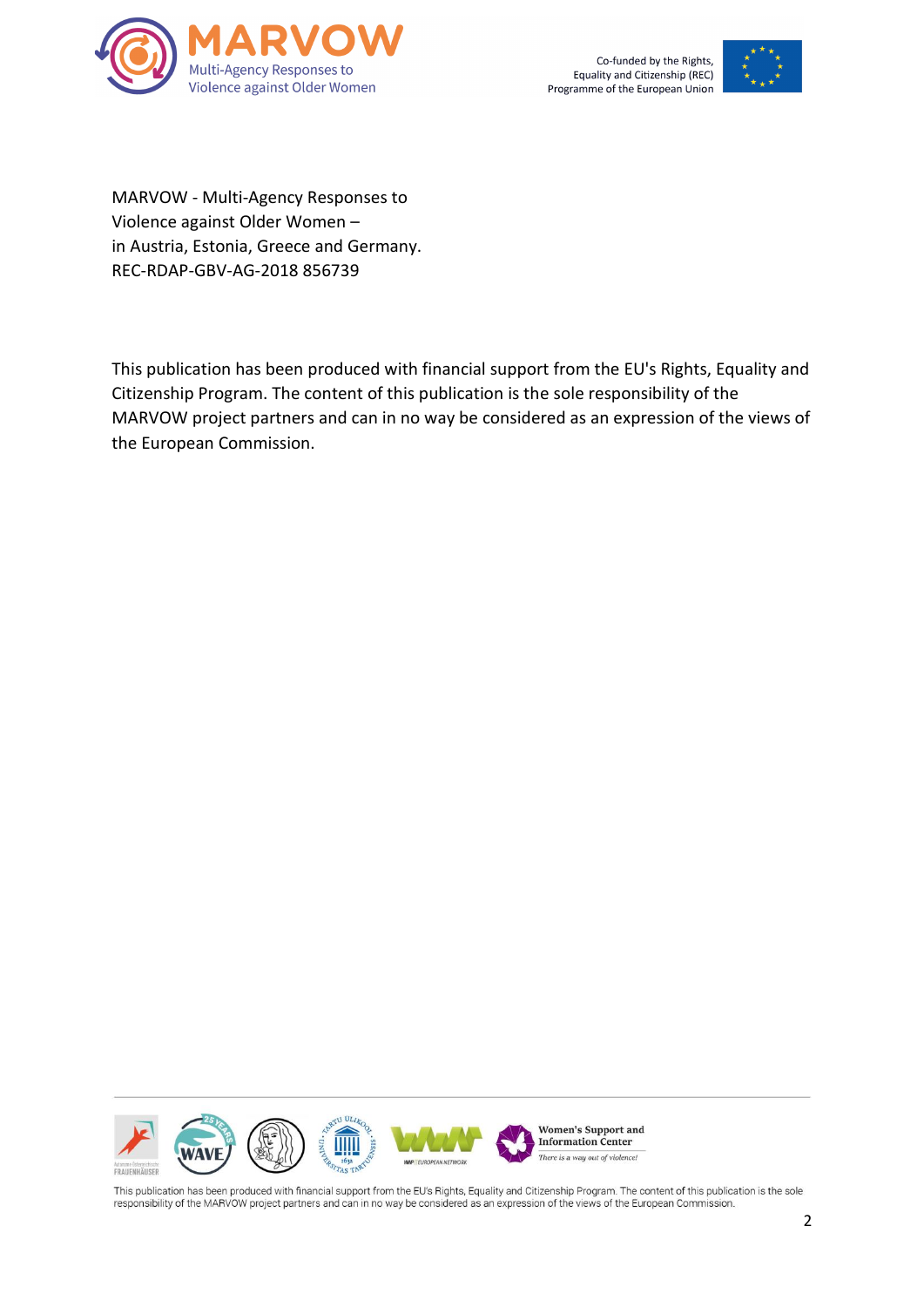MARVOW - Multi-Agency Responses to
Violence against Older Women –
in Austria, Estonia, Greece and Germany.
REC-RDAP-GBV-AG-2018 856739

This publication has been produced with financial support from the EU's Rights, Equality and Citizenship Program. The content of this publication is the sole responsibility of the MARVOW project partners and can in no way be considered as an expression of the views of the European Commission.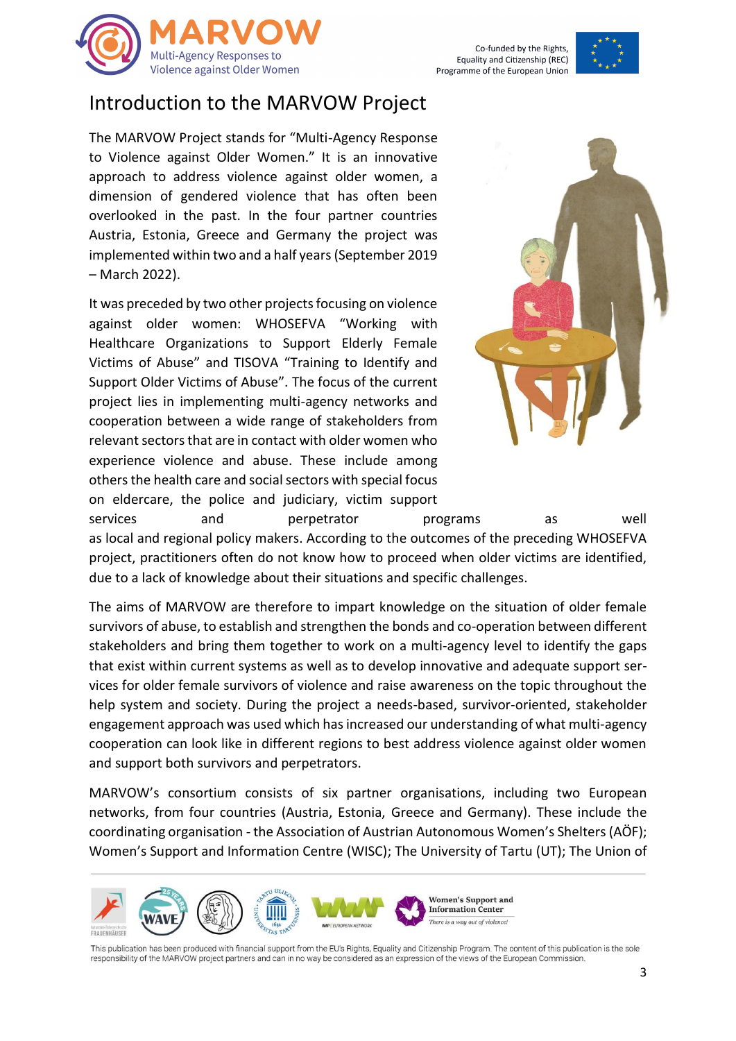# Introduction to the MARVOW Project

The MARVOW Project stands for "Multi-Agency Response to Violence against Older Women." It is an innovative approach to address violence against older women, a dimension of gendered violence that has often been overlooked in the past. In the four partner countries Austria, Estonia, Greece and Germany the project was implemented within two and a half years (September 2019 – March 2022).

It was preceded by two other projects focusing on violence against older women: WHOSEFVA "Working with Healthcare Organizations to Support Elderly Female Victims of Abuse" and TISOVA "Training to Identify and Support Older Victims of Abuse". The focus of the current project lies in implementing multi-agency networks and cooperation between a wide range of stakeholders from relevant sectors that are in contact with older women who experience violence and abuse. These include among others the health care and social sectors with special focus on eldercare, the police and judiciary, victim support services and perpetrator programs as well as local and regional policy makers. According to the outcomes of the preceding WHOSEFVA project, practitioners often do not know how to proceed when older victims are identified, due to a lack of knowledge about their situations and specific challenges.

The aims of MARVOW are therefore to impart knowledge on the situation of older female survivors of abuse, to establish and strengthen the bonds and co-operation between different stakeholders and bring them together to work on a multi-agency level to identify the gaps that exist within current systems as well as to develop innovative and adequate support services for older female survivors of violence and raise awareness on the topic throughout the help system and society. During the project a needs-based, survivor-oriented, stakeholder engagement approach was used which has increased our understanding of what multi-agency cooperation can look like in different regions to best address violence against older women and support both survivors and perpetrators.

MARVOW's consortium consists of six partner organisations, including two European networks, from four countries (Austria, Estonia, Greece and Germany). These include the coordinating organisation - the Association of Austrian Autonomous Women's Shelters (AÖF); Women's Support and Information Centre (WISC); The University of Tartu (UT); The Union of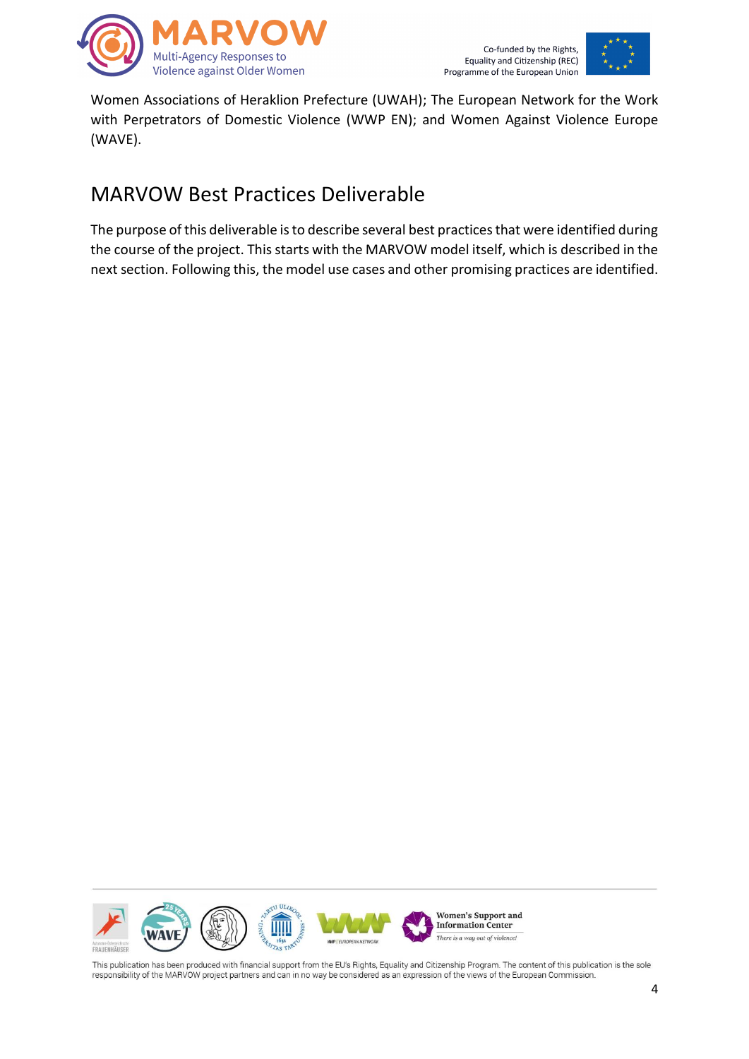Women Associations of Heraklion Prefecture (UWAH); The European Network for the Work with Perpetrators of Domestic Violence (WWP EN); and Women Against Violence Europe (WAVE).

## MARVOW Best Practices Deliverable

The purpose of this deliverable is to describe several best practices that were identified during the course of the project. This starts with the MARVOW model itself, which is described in the next section. Following this, the model use cases and other promising practices are identified.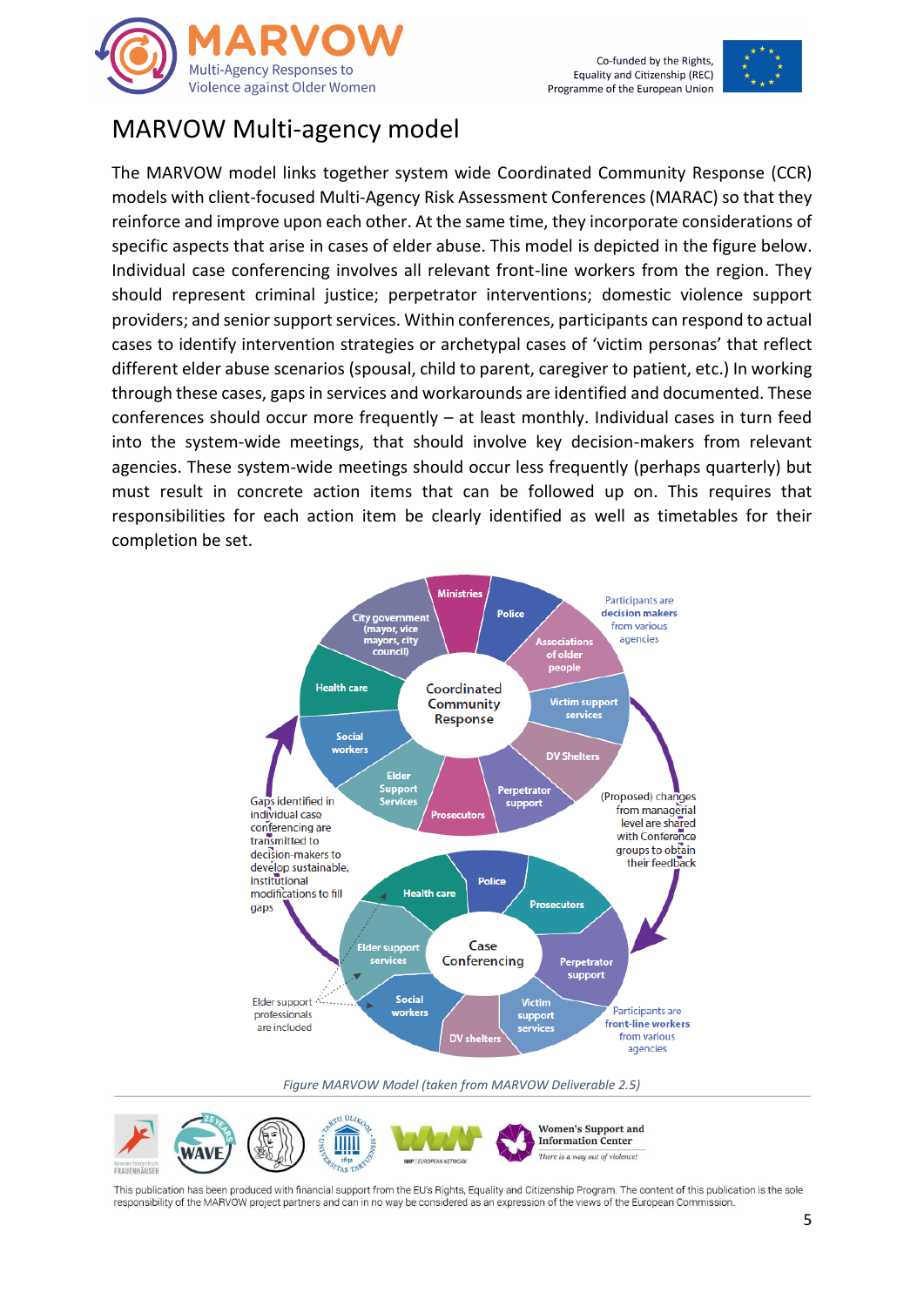# MARVOW Multi-agency model

The MARVOW model links together system wide Coordinated Community Response (CCR) models with client-focused Multi-Agency Risk Assessment Conferences (MARAC) so that they reinforce and improve upon each other. At the same time, they incorporate considerations of specific aspects that arise in cases of elder abuse. This model is depicted in the figure below. Individual case conferencing involves all relevant front-line workers from the region. They should represent criminal justice; perpetrator interventions; domestic violence support providers; and senior support services. Within conferences, participants can respond to actual cases to identify intervention strategies or archetypal cases of 'victim personas' that reflect different elder abuse scenarios (spousal, child to parent, caregiver to patient, etc.) In working through these cases, gaps in services and workarounds are identified and documented. These conferences should occur more frequently – at least monthly. Individual cases in turn feed into the system-wide meetings, that should involve key decision-makers from relevant agencies. These system-wide meetings should occur less frequently (perhaps quarterly) but must result in concrete action items that can be followed up on. This requires that responsibilities for each action item be clearly identified as well as timetables for their completion be set.

*Figure MARVOW Model (taken from MARVOW Deliverable 2.5)*

This publication has been produced with financial support from the EU's Rights, Equality and Citizenship Program. The content of this publication is the sole responsibility of the MARVOW project partners and can in no way be considered as an expression of the views of the European Commission.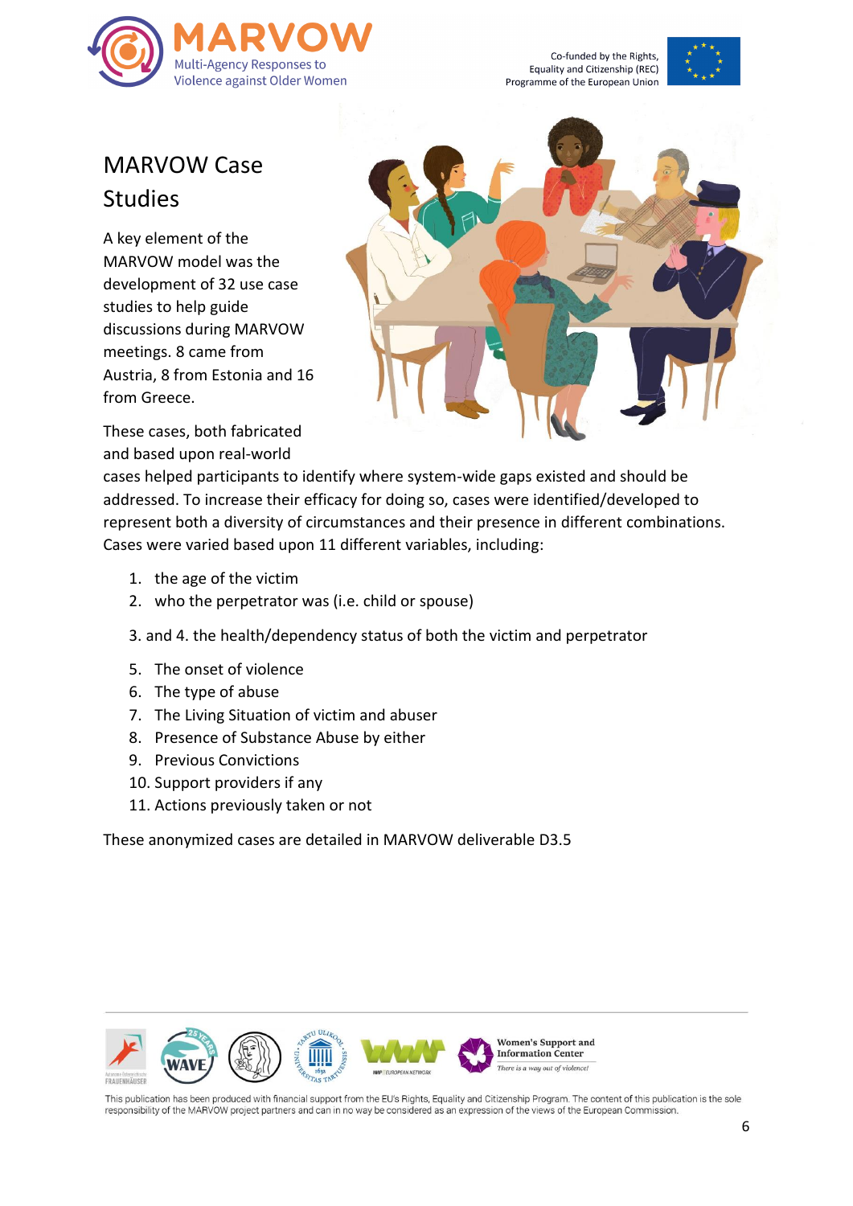# MARVOW Case Studies

A key element of the MARVOW model was the development of 32 use case studies to help guide discussions during MARVOW meetings. 8 came from Austria, 8 from Estonia and 16 from Greece.

These cases, both fabricated and based upon real-world cases helped participants to identify where system-wide gaps existed and should be addressed. To increase their efficacy for doing so, cases were identified/developed to represent both a diversity of circumstances and their presence in different combinations. Cases were varied based upon 11 different variables, including:

1. the age of the victim
2. who the perpetrator was (i.e. child or spouse)

3. and 4. the health/dependency status of both the victim and perpetrator

5. The onset of violence
6. The type of abuse
7. The Living Situation of victim and abuser
8. Presence of Substance Abuse by either
9. Previous Convictions
10. Support providers if any
11. Actions previously taken or not

These anonymized cases are detailed in MARVOW deliverable D3.5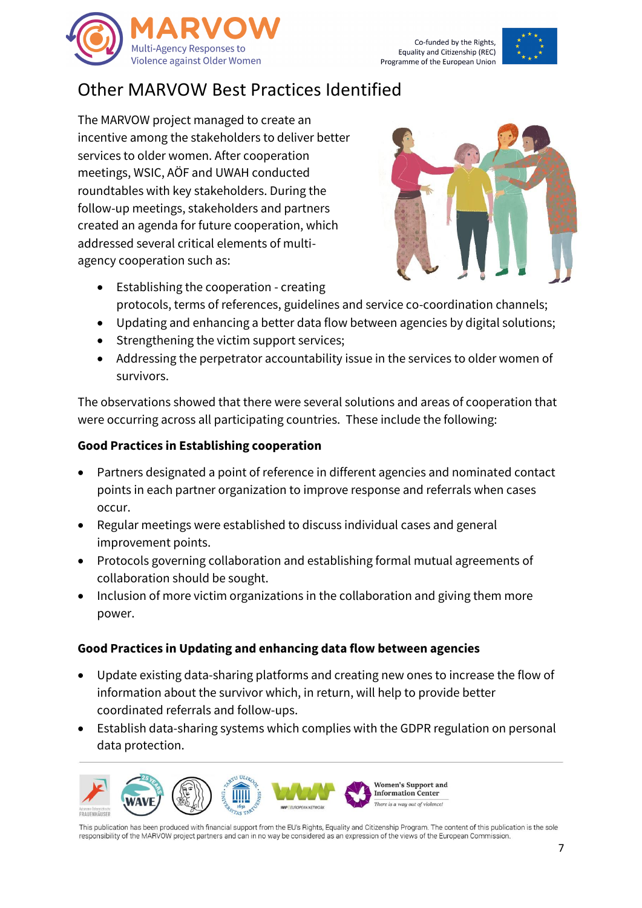# Other MARVOW Best Practices Identified

The MARVOW project managed to create an incentive among the stakeholders to deliver better services to older women. After cooperation meetings, WSIC, AÖF and UWAH conducted roundtables with key stakeholders. During the follow-up meetings, stakeholders and partners created an agenda for future cooperation, which addressed several critical elements of multi-agency cooperation such as:

- Establishing the cooperation - creating protocols, terms of references, guidelines and service co-coordination channels;
- Updating and enhancing a better data flow between agencies by digital solutions;
- Strengthening the victim support services;
- Addressing the perpetrator accountability issue in the services to older women of survivors.

The observations showed that there were several solutions and areas of cooperation that were occurring across all participating countries. These include the following:

**Good Practices in Establishing cooperation**

- Partners designated a point of reference in different agencies and nominated contact points in each partner organization to improve response and referrals when cases occur.
- Regular meetings were established to discuss individual cases and general improvement points.
- Protocols governing collaboration and establishing formal mutual agreements of collaboration should be sought.
- Inclusion of more victim organizations in the collaboration and giving them more power.

**Good Practices in Updating and enhancing data flow between agencies**

- Update existing data-sharing platforms and creating new ones to increase the flow of information about the survivor which, in return, will help to provide better coordinated referrals and follow-ups.
- Establish data-sharing systems which complies with the GDPR regulation on personal data protection.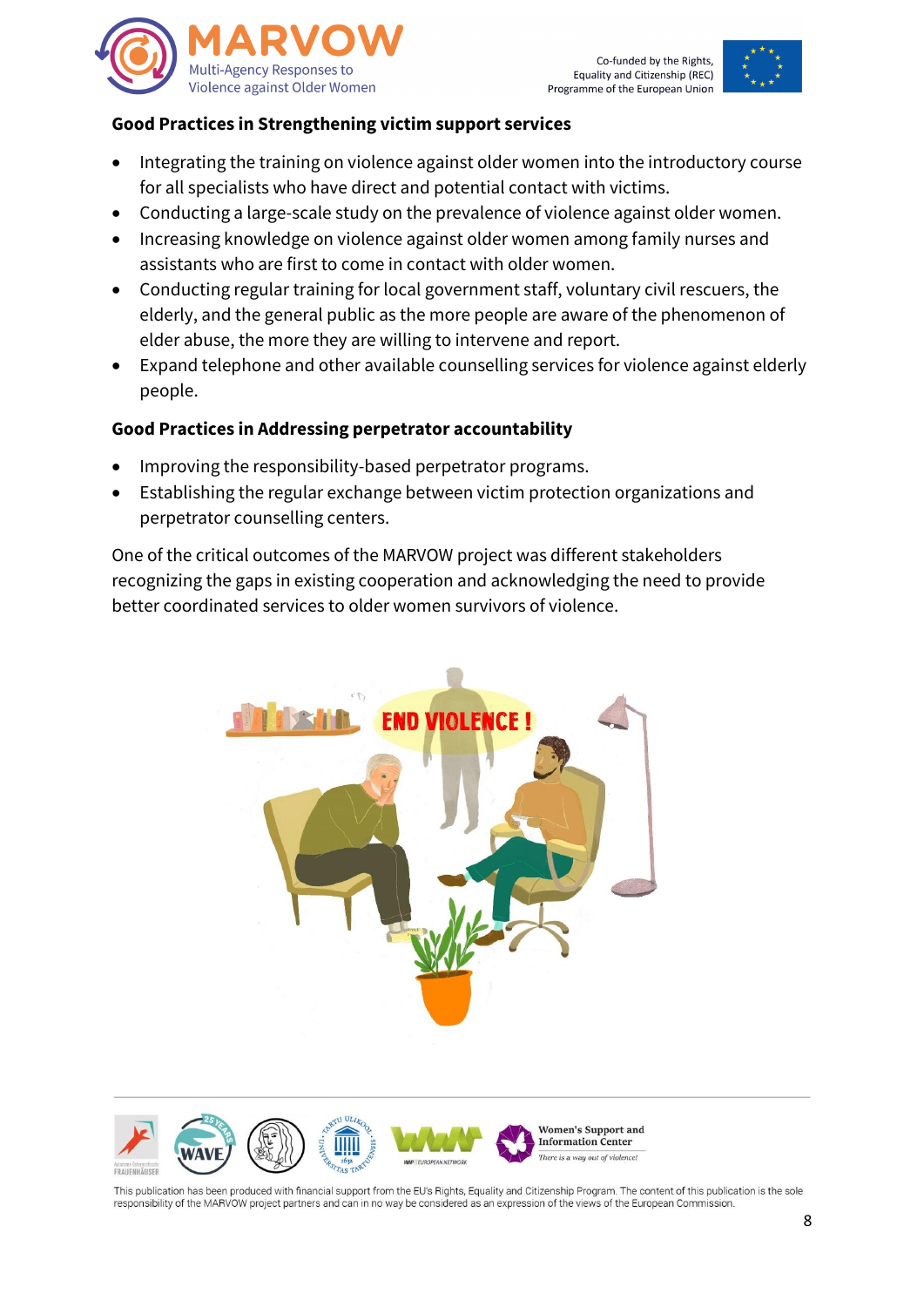## Good Practices in Strengthening victim support services

- Integrating the training on violence against older women into the introductory course for all specialists who have direct and potential contact with victims.
- Conducting a large-scale study on the prevalence of violence against older women.
- Increasing knowledge on violence against older women among family nurses and assistants who are first to come in contact with older women.
- Conducting regular training for local government staff, voluntary civil rescuers, the elderly, and the general public as the more people are aware of the phenomenon of elder abuse, the more they are willing to intervene and report.
- Expand telephone and other available counselling services for violence against elderly people.

## Good Practices in Addressing perpetrator accountability

- Improving the responsibility-based perpetrator programs.
- Establishing the regular exchange between victim protection organizations and perpetrator counselling centers.

One of the critical outcomes of the MARVOW project was different stakeholders recognizing the gaps in existing cooperation and acknowledging the need to provide better coordinated services to older women survivors of violence.

This publication has been produced with financial support from the EU's Rights, Equality and Citizenship Program. The content of this publication is the sole responsibility of the MARVOW project partners and can in no way be considered as an expression of the views of the European Commission.